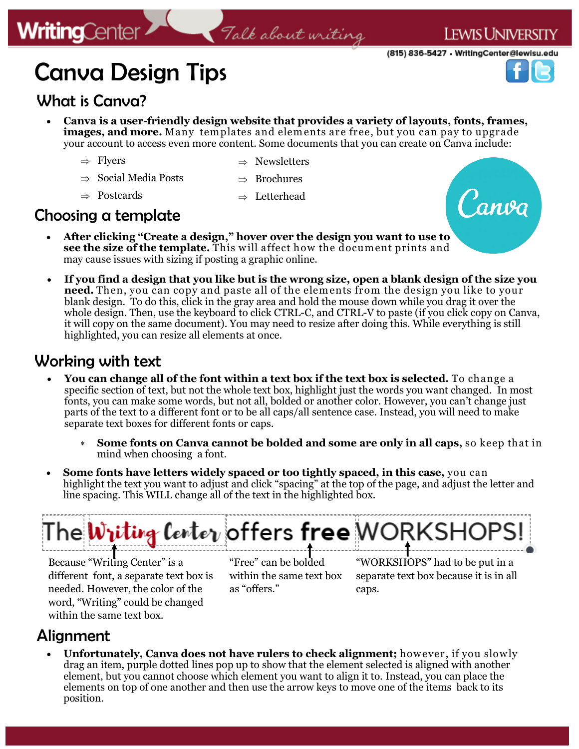# Canva Design Tips

## What is Canva?

- **Canva is a user-friendly design website that provides a variety of layouts, fonts, frames, images, and more.** Many templates and elements are free, but you can pay to upgrade your account to access even more content. Some documents that you can create on Canva include:
  - ⇒ Flyers
  - ⇒ Social Media Posts
  - ⇒ Postcards
  - ⇒ Newsletters
  - ⇒ Brochures
  - ⇒ Letterhead

## Choosing a template

- **After clicking "Create a design," hover over the design you want to use to see the size of the template.** This will affect how the document prints and may cause issues with sizing if posting a graphic online.
- **If you find a design that you like but is the wrong size, open a blank design of the size you need.** Then, you can copy and paste all of the elements from the design you like to your blank design. To do this, click in the gray area and hold the mouse down while you drag it over the whole design. Then, use the keyboard to click CTRL-C, and CTRL-V to paste (if you click copy on Canva, it will copy on the same document). You may need to resize after doing this. While everything is still highlighted, you can resize all elements at once.

## Working with text

- **You can change all of the font within a text box if the text box is selected.** To change a specific section of text, but not the whole text box, highlight just the words you want changed. In most fonts, you can make some words, but not all, bolded or another color. However, you can't change just parts of the text to a different font or to be all caps/all sentence case. Instead, you will need to make separate text boxes for different fonts or caps.
  - **Some fonts on Canva cannot be bolded and some are only in all caps,** so keep that in mind when choosing a font.
- **Some fonts have letters widely spaced or too tightly spaced, in this case,** you can highlight the text you want to adjust and click "spacing" at the top of the page, and adjust the letter and line spacing. This WILL change all of the text in the highlighted box.

The Writing Center offers **free** WORKSHOPS!

Because "Writing Center" is a different font, a separate text box is needed. However, the color of the word, "Writing" could be changed within the same text box.

"Free" can be bolded within the same text box as "offers."

"WORKSHOPS" had to be put in a separate text box because it is in all caps.

## Alignment

- **Unfortunately, Canva does not have rulers to check alignment;** however, if you slowly drag an item, purple dotted lines pop up to show that the element selected is aligned with another element, but you cannot choose which element you want to align it to. Instead, you can place the elements on top of one another and then use the arrow keys to move one of the items back to its position.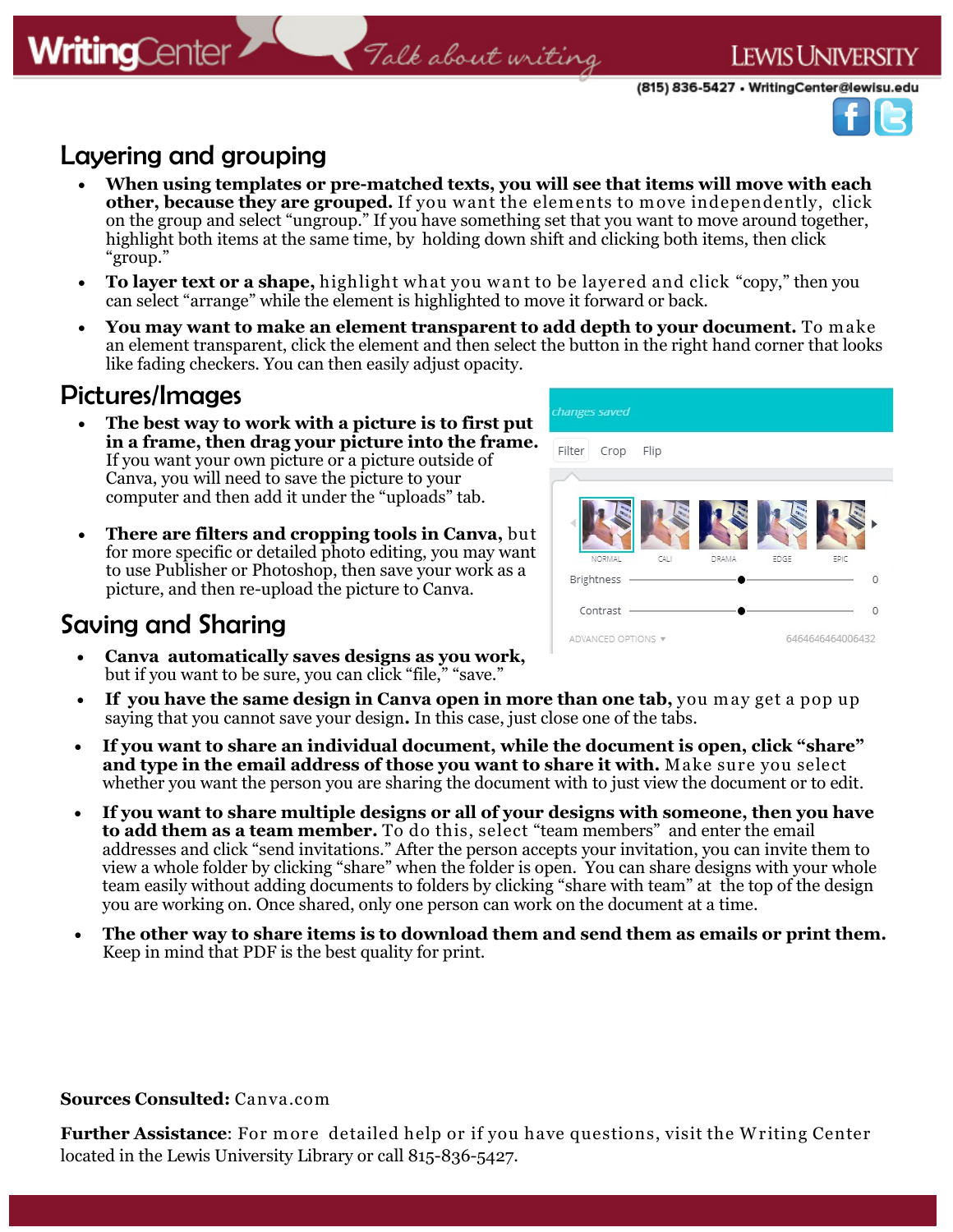## Layering and grouping

- **When using templates or pre-matched texts, you will see that items will move with each other, because they are grouped.** If you want the elements to move independently, click on the group and select "ungroup." If you have something set that you want to move around together, highlight both items at the same time, by holding down shift and clicking both items, then click "group."
- **To layer text or a shape,** highlight what you want to be layered and click "copy," then you can select "arrange" while the element is highlighted to move it forward or back.
- **You may want to make an element transparent to add depth to your document.** To make an element transparent, click the element and then select the button in the right hand corner that looks like fading checkers. You can then easily adjust opacity.

## Pictures/Images

- **The best way to work with a picture is to first put in a frame, then drag your picture into the frame.** If you want your own picture or a picture outside of Canva, you will need to save the picture to your computer and then add it under the "uploads" tab.
- **There are filters and cropping tools in Canva,** but for more specific or detailed photo editing, you may want to use Publisher or Photoshop, then save your work as a picture, and then re-upload the picture to Canva.

changes saved

Filter Crop Flip

NORMAL CALI DRAMA EDGE EPIC

Brightness 0

Contrast 0

ADVANCED OPTIONS ▾ 6464646464006432

## Saving and Sharing

- **Canva automatically saves designs as you work,** but if you want to be sure, you can click "file," "save."
- **If you have the same design in Canva open in more than one tab,** you may get a pop up saying that you cannot save your design. In this case, just close one of the tabs.
- **If you want to share an individual document, while the document is open, click "share" and type in the email address of those you want to share it with.** Make sure you select whether you want the person you are sharing the document with to just view the document or to edit.
- **If you want to share multiple designs or all of your designs with someone, then you have to add them as a team member.** To do this, select "team members" and enter the email addresses and click "send invitations." After the person accepts your invitation, you can invite them to view a whole folder by clicking "share" when the folder is open. You can share designs with your whole team easily without adding documents to folders by clicking "share with team" at the top of the design you are working on. Once shared, only one person can work on the document at a time.
- **The other way to share items is to download them and send them as emails or print them.** Keep in mind that PDF is the best quality for print.

**Sources Consulted:** Canva.com

**Further Assistance**: For more detailed help or if you have questions, visit the Writing Center located in the Lewis University Library or call 815-836-5427.